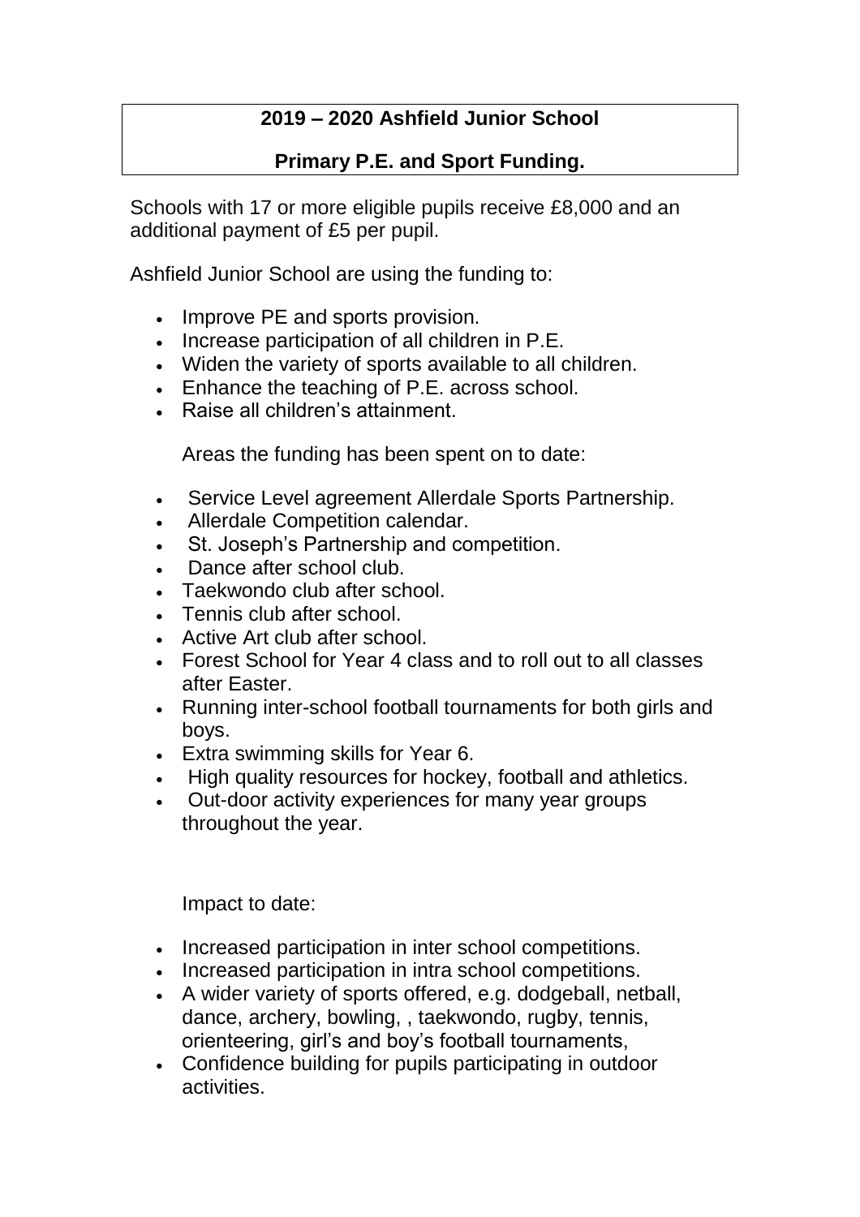# 2019 – 2020 Ashfield Junior School

## Primary P.E. and Sport Funding.

Schools with 17 or more eligible pupils receive £8,000 and an additional payment of £5 per pupil.

Ashfield Junior School are using the funding to:

- Improve PE and sports provision.
- Increase participation of all children in P.E.
- Widen the variety of sports available to all children.
- Enhance the teaching of P.E. across school.
- Raise all children's attainment.

Areas the funding has been spent on to date:

- Service Level agreement Allerdale Sports Partnership.
- Allerdale Competition calendar.
- St. Joseph's Partnership and competition.
- Dance after school club.
- Taekwondo club after school.
- Tennis club after school.
- Active Art club after school.
- Forest School for Year 4 class and to roll out to all classes after Easter.
- Running inter-school football tournaments for both girls and boys.
- Extra swimming skills for Year 6.
- High quality resources for hockey, football and athletics.
- Out-door activity experiences for many year groups throughout the year.

Impact to date:

- Increased participation in inter school competitions.
- Increased participation in intra school competitions.
- A wider variety of sports offered, e.g. dodgeball, netball, dance, archery, bowling, , taekwondo, rugby, tennis, orienteering, girl's and boy's football tournaments,
- Confidence building for pupils participating in outdoor activities.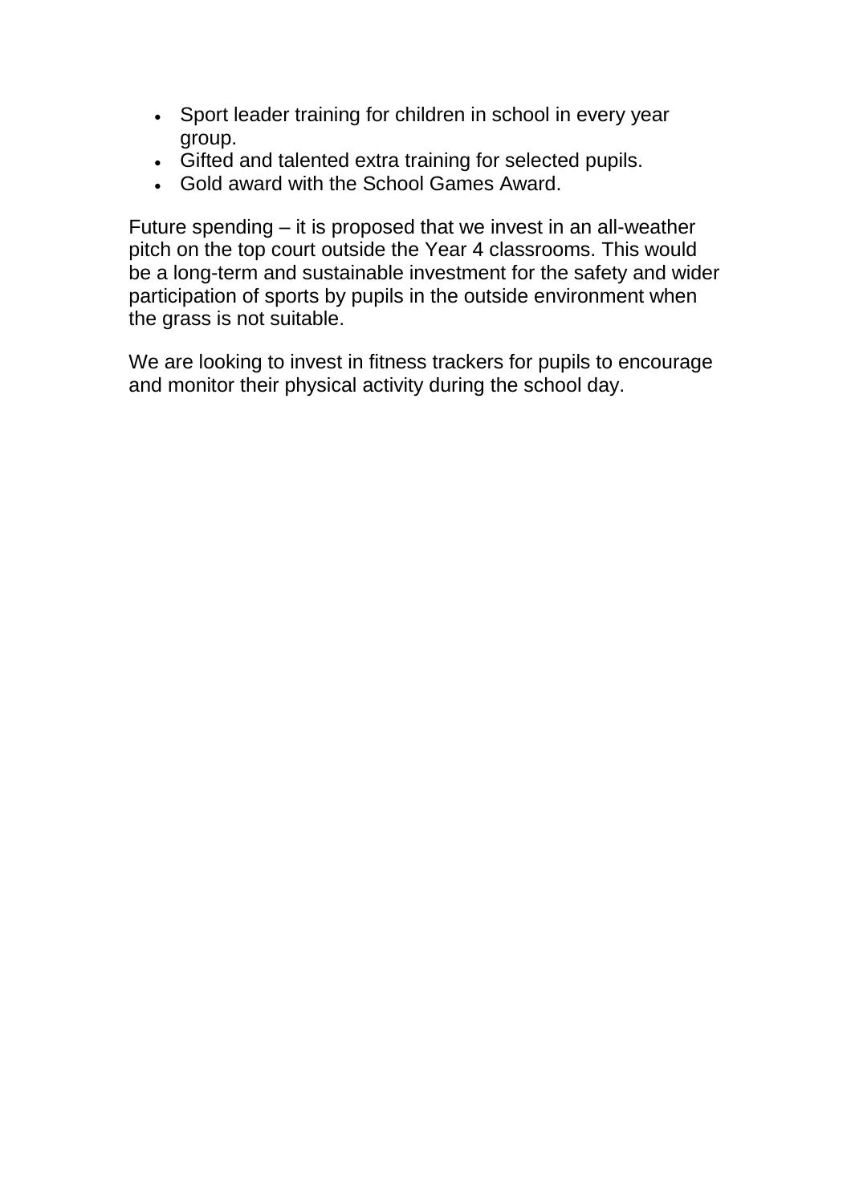- Sport leader training for children in school in every year group.
- Gifted and talented extra training for selected pupils.
- Gold award with the School Games Award.

Future spending – it is proposed that we invest in an all-weather pitch on the top court outside the Year 4 classrooms. This would be a long-term and sustainable investment for the safety and wider participation of sports by pupils in the outside environment when the grass is not suitable.

We are looking to invest in fitness trackers for pupils to encourage and monitor their physical activity during the school day.